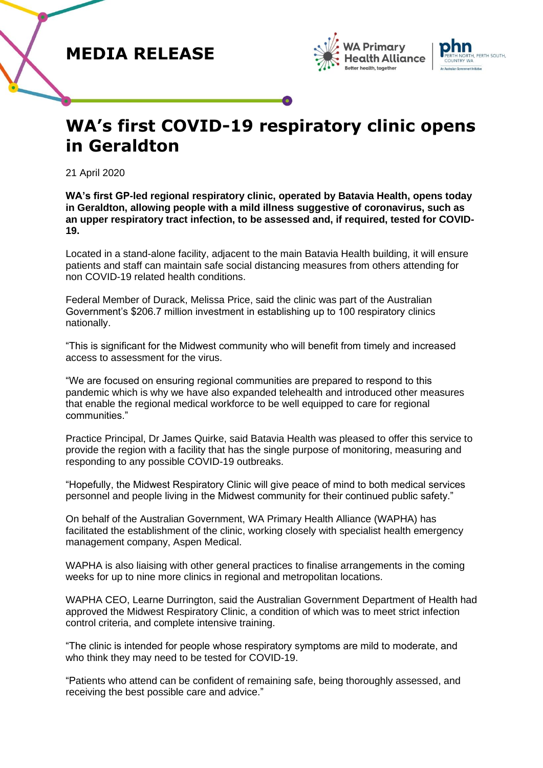MEDIA RELEASE

# WA's first COVID-19 respiratory clinic opens in Geraldton

21 April 2020

**WA's first GP-led regional respiratory clinic, operated by Batavia Health, opens today in Geraldton, allowing people with a mild illness suggestive of coronavirus, such as an upper respiratory tract infection, to be assessed and, if required, tested for COVID-19.**

Located in a stand-alone facility, adjacent to the main Batavia Health building, it will ensure patients and staff can maintain safe social distancing measures from others attending for non COVID-19 related health conditions.

Federal Member of Durack, Melissa Price, said the clinic was part of the Australian Government's $206.7 million investment in establishing up to 100 respiratory clinics nationally.

"This is significant for the Midwest community who will benefit from timely and increased access to assessment for the virus.

"We are focused on ensuring regional communities are prepared to respond to this pandemic which is why we have also expanded telehealth and introduced other measures that enable the regional medical workforce to be well equipped to care for regional communities."

Practice Principal, Dr James Quirke, said Batavia Health was pleased to offer this service to provide the region with a facility that has the single purpose of monitoring, measuring and responding to any possible COVID-19 outbreaks.

"Hopefully, the Midwest Respiratory Clinic will give peace of mind to both medical services personnel and people living in the Midwest community for their continued public safety."

On behalf of the Australian Government, WA Primary Health Alliance (WAPHA) has facilitated the establishment of the clinic, working closely with specialist health emergency management company, Aspen Medical.

WAPHA is also liaising with other general practices to finalise arrangements in the coming weeks for up to nine more clinics in regional and metropolitan locations.

WAPHA CEO, Learne Durrington, said the Australian Government Department of Health had approved the Midwest Respiratory Clinic, a condition of which was to meet strict infection control criteria, and complete intensive training.

"The clinic is intended for people whose respiratory symptoms are mild to moderate, and who think they may need to be tested for COVID-19.

"Patients who attend can be confident of remaining safe, being thoroughly assessed, and receiving the best possible care and advice."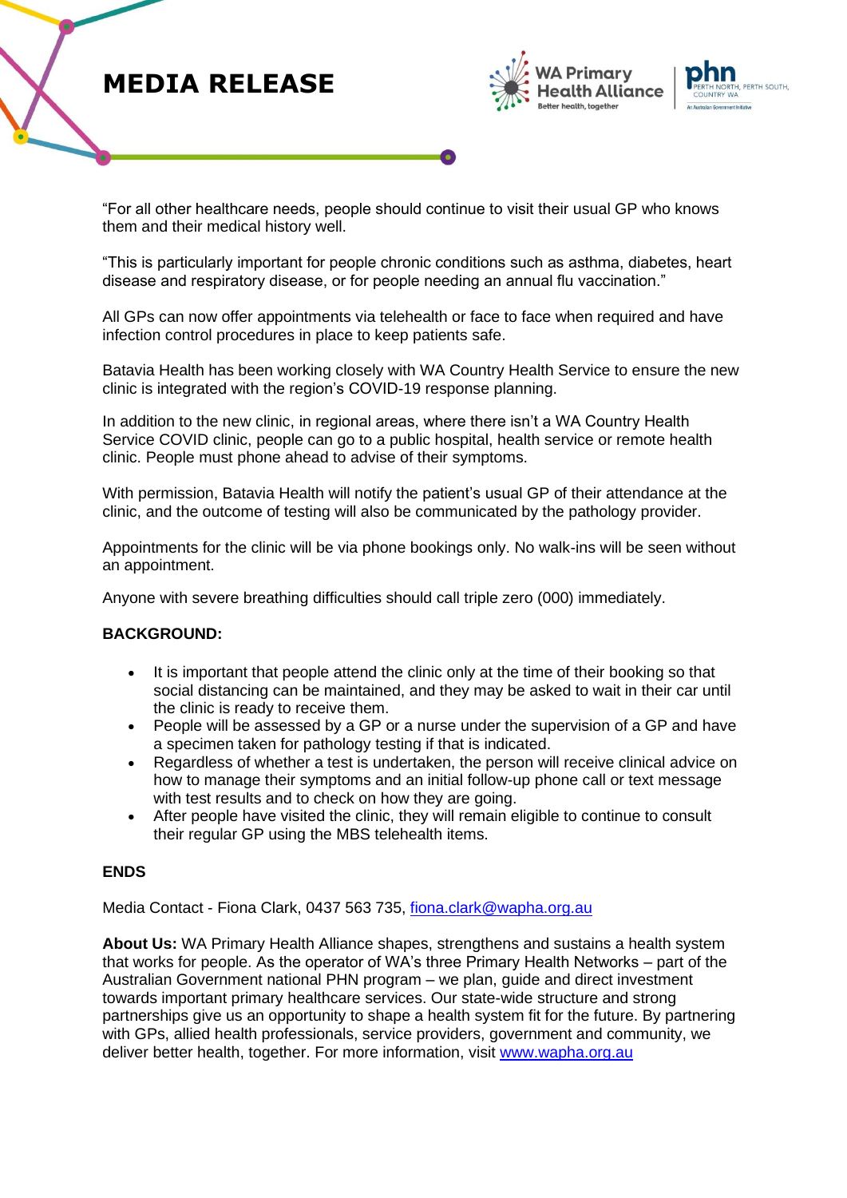# MEDIA RELEASE

"For all other healthcare needs, people should continue to visit their usual GP who knows them and their medical history well.

"This is particularly important for people chronic conditions such as asthma, diabetes, heart disease and respiratory disease, or for people needing an annual flu vaccination."

All GPs can now offer appointments via telehealth or face to face when required and have infection control procedures in place to keep patients safe.

Batavia Health has been working closely with WA Country Health Service to ensure the new clinic is integrated with the region's COVID-19 response planning.

In addition to the new clinic, in regional areas, where there isn't a WA Country Health Service COVID clinic, people can go to a public hospital, health service or remote health clinic. People must phone ahead to advise of their symptoms.

With permission, Batavia Health will notify the patient's usual GP of their attendance at the clinic, and the outcome of testing will also be communicated by the pathology provider.

Appointments for the clinic will be via phone bookings only. No walk-ins will be seen without an appointment.

Anyone with severe breathing difficulties should call triple zero (000) immediately.

**BACKGROUND:**

- It is important that people attend the clinic only at the time of their booking so that social distancing can be maintained, and they may be asked to wait in their car until the clinic is ready to receive them.
- People will be assessed by a GP or a nurse under the supervision of a GP and have a specimen taken for pathology testing if that is indicated.
- Regardless of whether a test is undertaken, the person will receive clinical advice on how to manage their symptoms and an initial follow-up phone call or text message with test results and to check on how they are going.
- After people have visited the clinic, they will remain eligible to continue to consult their regular GP using the MBS telehealth items.

**ENDS**

Media Contact - Fiona Clark, 0437 563 735, fiona.clark@wapha.org.au

**About Us:** WA Primary Health Alliance shapes, strengthens and sustains a health system that works for people. As the operator of WA's three Primary Health Networks – part of the Australian Government national PHN program – we plan, guide and direct investment towards important primary healthcare services. Our state-wide structure and strong partnerships give us an opportunity to shape a health system fit for the future. By partnering with GPs, allied health professionals, service providers, government and community, we deliver better health, together. For more information, visit www.wapha.org.au